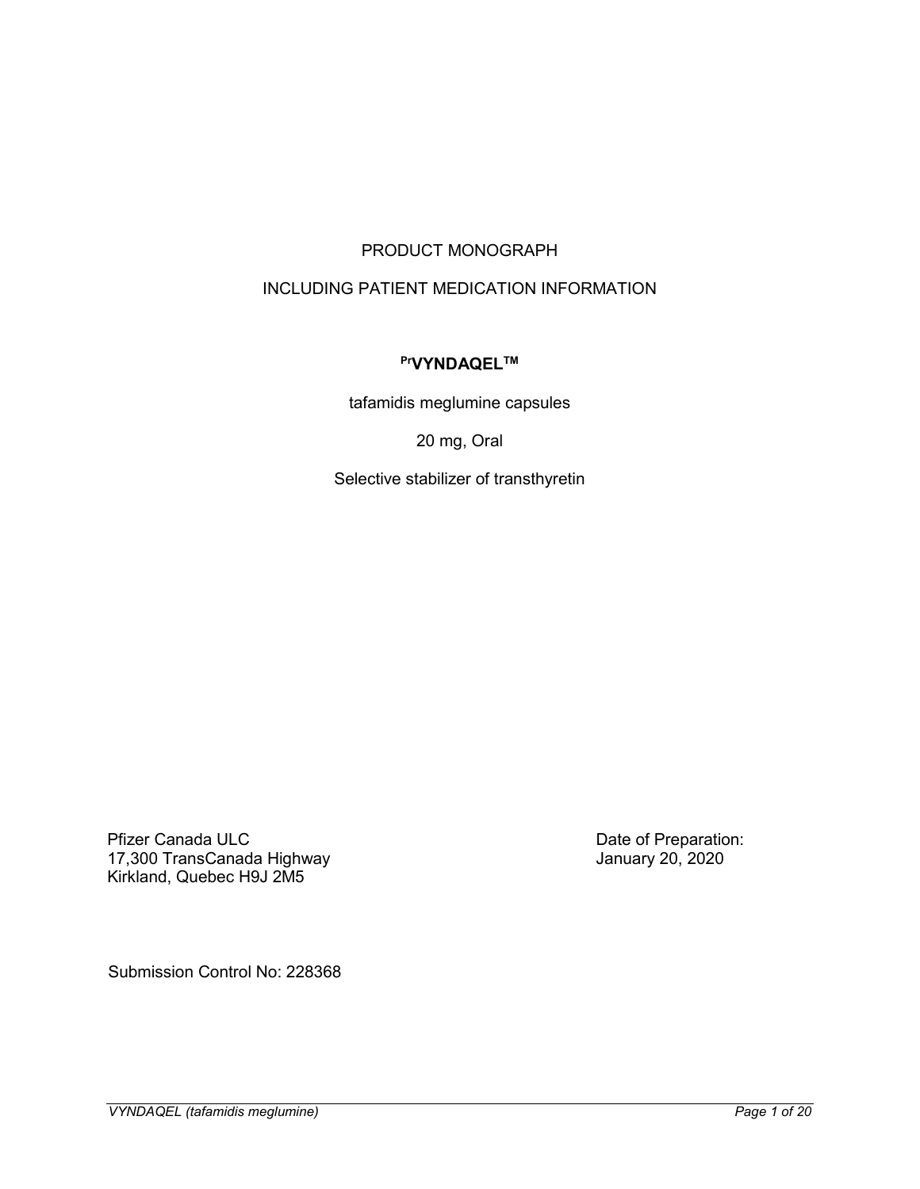# PRODUCT MONOGRAPH

## INCLUDING PATIENT MEDICATION INFORMATION

**PrVYNDAQEL™**

tafamidis meglumine capsules

20 mg, Oral

Selective stabilizer of transthyretin

Pfizer Canada ULC
17,300 TransCanada Highway
Kirkland, Quebec H9J 2M5

Date of Preparation:
January 20, 2020

Submission Control No: 228368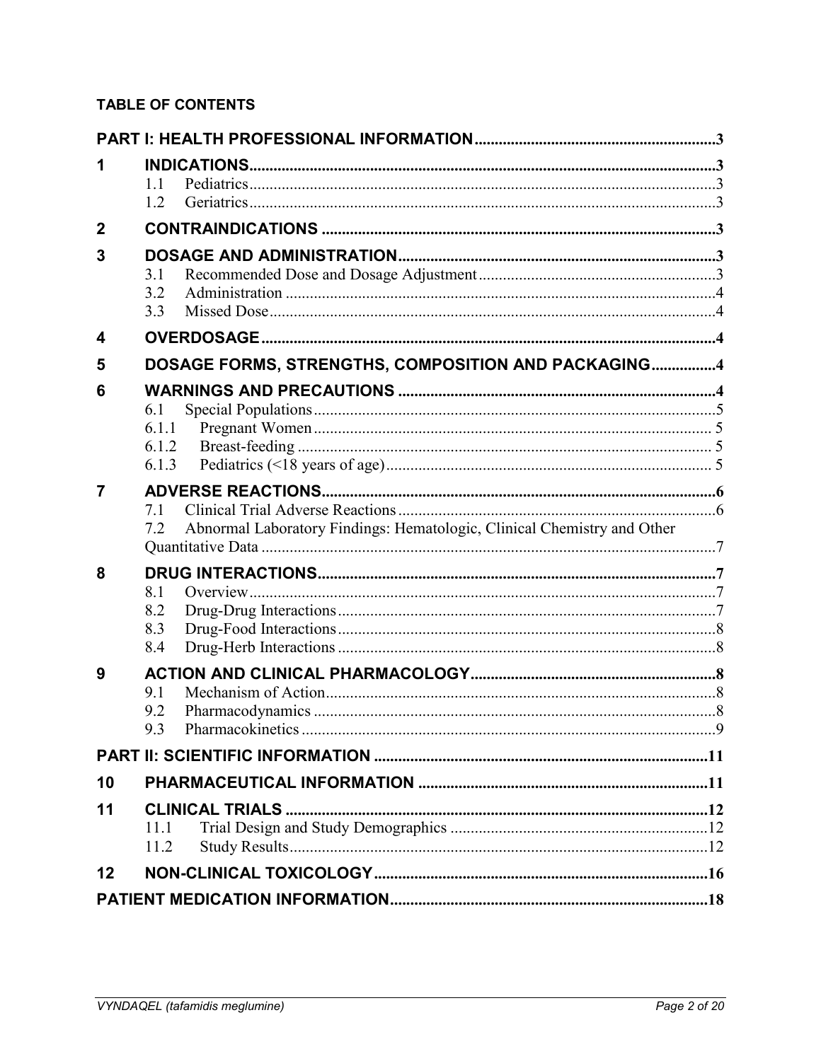**TABLE OF CONTENTS**

| | | |
|---|---|---|
| **PART I: HEALTH PROFESSIONAL INFORMATION** | | **3** |
| **1** | **INDICATIONS** | **3** |
| | 1.1 Pediatrics | 3 |
| | 1.2 Geriatrics | 3 |
| **2** | **CONTRAINDICATIONS** | **3** |
| **3** | **DOSAGE AND ADMINISTRATION** | **3** |
| | 3.1 Recommended Dose and Dosage Adjustment | 3 |
| | 3.2 Administration | 4 |
| | 3.3 Missed Dose | 4 |
| **4** | **OVERDOSAGE** | **4** |
| **5** | **DOSAGE FORMS, STRENGTHS, COMPOSITION AND PACKAGING** | **4** |
| **6** | **WARNINGS AND PRECAUTIONS** | **4** |
| | 6.1 Special Populations | 5 |
| | 6.1.1 Pregnant Women | 5 |
| | 6.1.2 Breast-feeding | 5 |
| | 6.1.3 Pediatrics (<18 years of age) | 5 |
| **7** | **ADVERSE REACTIONS** | **6** |
| | 7.1 Clinical Trial Adverse Reactions | 6 |
| | 7.2 Abnormal Laboratory Findings: Hematologic, Clinical Chemistry and Other Quantitative Data | 7 |
| **8** | **DRUG INTERACTIONS** | **7** |
| | 8.1 Overview | 7 |
| | 8.2 Drug-Drug Interactions | 7 |
| | 8.3 Drug-Food Interactions | 8 |
| | 8.4 Drug-Herb Interactions | 8 |
| **9** | **ACTION AND CLINICAL PHARMACOLOGY** | **8** |
| | 9.1 Mechanism of Action | 8 |
| | 9.2 Pharmacodynamics | 8 |
| | 9.3 Pharmacokinetics | 9 |
| **PART II: SCIENTIFIC INFORMATION** | | **11** |
| **10** | **PHARMACEUTICAL INFORMATION** | **11** |
| **11** | **CLINICAL TRIALS** | **12** |
| | 11.1 Trial Design and Study Demographics | 12 |
| | 11.2 Study Results | 12 |
| **12** | **NON-CLINICAL TOXICOLOGY** | **16** |
| **PATIENT MEDICATION INFORMATION** | | **18** |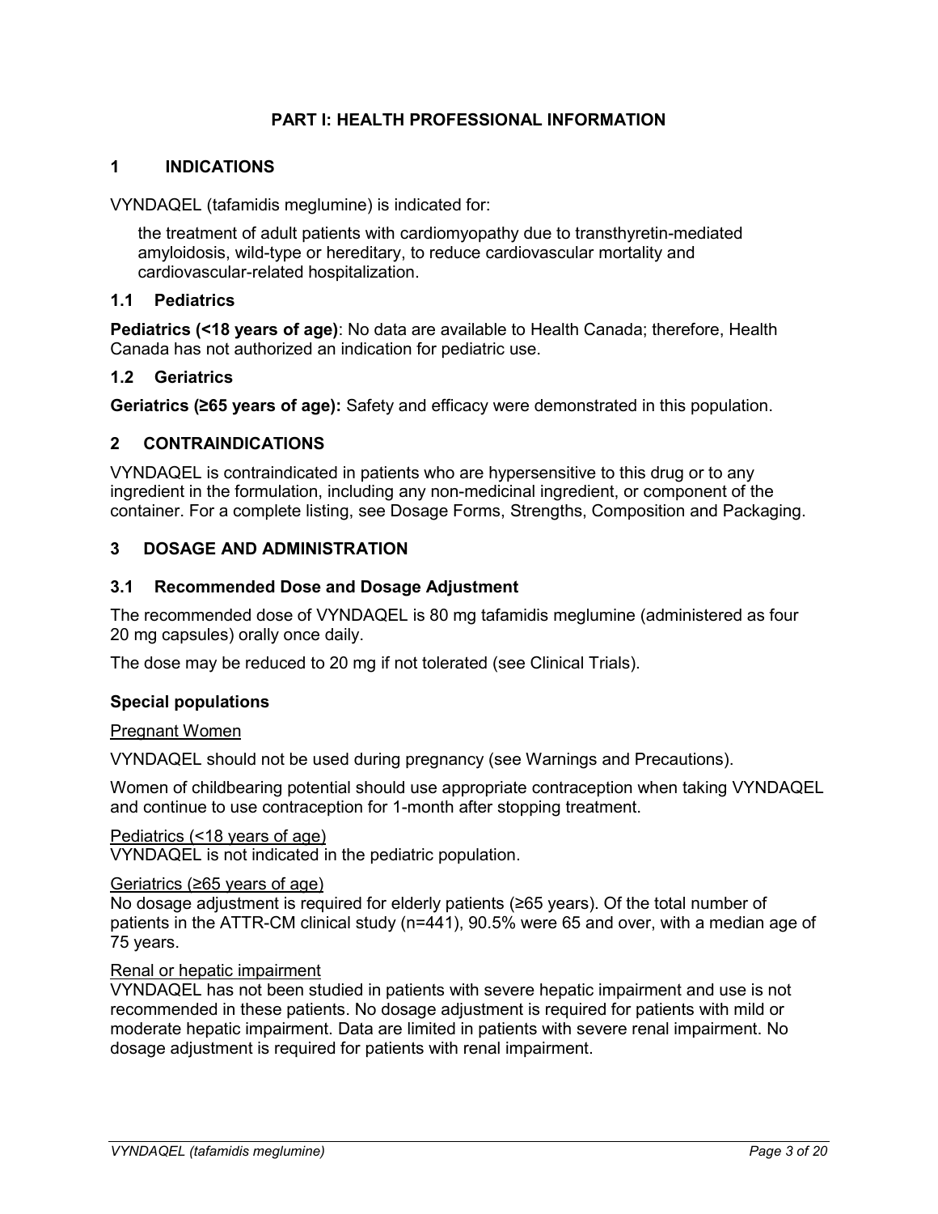# PART I: HEALTH PROFESSIONAL INFORMATION

## 1 INDICATIONS

VYNDAQEL (tafamidis meglumine) is indicated for:

the treatment of adult patients with cardiomyopathy due to transthyretin-mediated amyloidosis, wild-type or hereditary, to reduce cardiovascular mortality and cardiovascular-related hospitalization.

### 1.1 Pediatrics

**Pediatrics (<18 years of age)**: No data are available to Health Canada; therefore, Health Canada has not authorized an indication for pediatric use.

### 1.2 Geriatrics

**Geriatrics (≥65 years of age):** Safety and efficacy were demonstrated in this population.

## 2 CONTRAINDICATIONS

VYNDAQEL is contraindicated in patients who are hypersensitive to this drug or to any ingredient in the formulation, including any non-medicinal ingredient, or component of the container. For a complete listing, see Dosage Forms, Strengths, Composition and Packaging.

## 3 DOSAGE AND ADMINISTRATION

### 3.1 Recommended Dose and Dosage Adjustment

The recommended dose of VYNDAQEL is 80 mg tafamidis meglumine (administered as four 20 mg capsules) orally once daily.

The dose may be reduced to 20 mg if not tolerated (see Clinical Trials).

**Special populations**

Pregnant Women

VYNDAQEL should not be used during pregnancy (see Warnings and Precautions).

Women of childbearing potential should use appropriate contraception when taking VYNDAQEL and continue to use contraception for 1-month after stopping treatment.

Pediatrics (<18 years of age)

VYNDAQEL is not indicated in the pediatric population.

Geriatrics (≥65 years of age)

No dosage adjustment is required for elderly patients (≥65 years). Of the total number of patients in the ATTR-CM clinical study (n=441), 90.5% were 65 and over, with a median age of 75 years.

Renal or hepatic impairment

VYNDAQEL has not been studied in patients with severe hepatic impairment and use is not recommended in these patients. No dosage adjustment is required for patients with mild or moderate hepatic impairment. Data are limited in patients with severe renal impairment. No dosage adjustment is required for patients with renal impairment.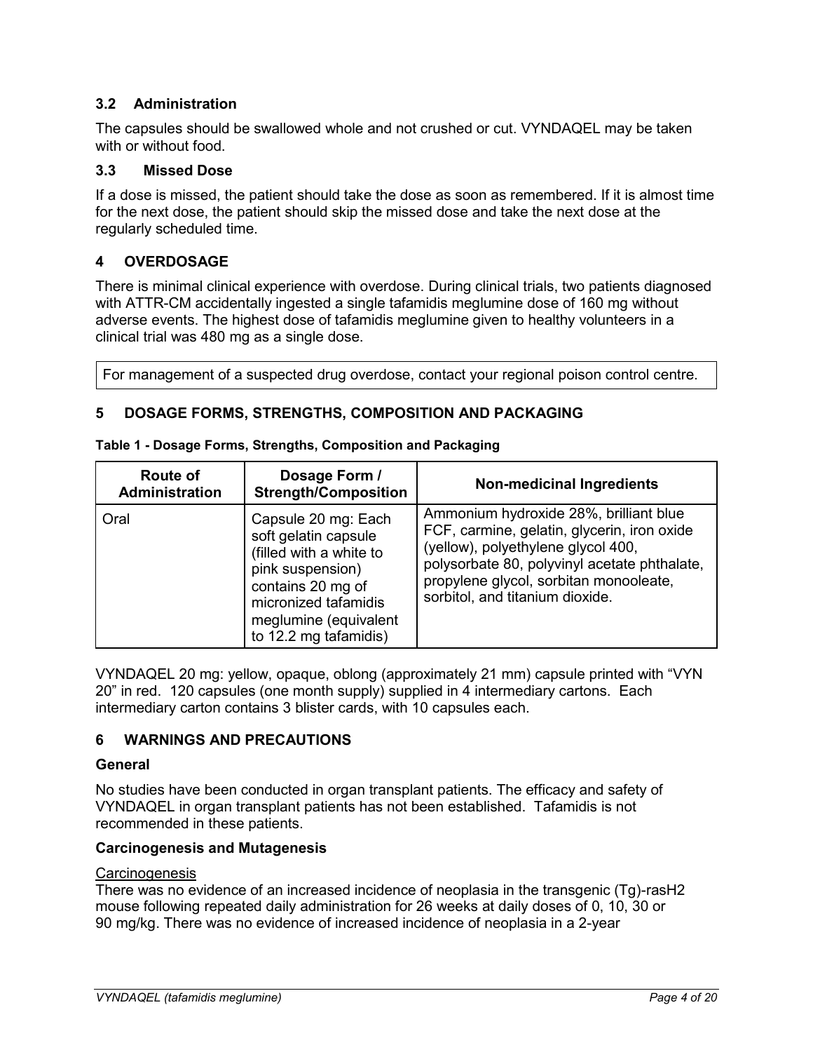### 3.2 Administration

The capsules should be swallowed whole and not crushed or cut. VYNDAQEL may be taken with or without food.

### 3.3 Missed Dose

If a dose is missed, the patient should take the dose as soon as remembered. If it is almost time for the next dose, the patient should skip the missed dose and take the next dose at the regularly scheduled time.

## 4 OVERDOSAGE

There is minimal clinical experience with overdose. During clinical trials, two patients diagnosed with ATTR-CM accidentally ingested a single tafamidis meglumine dose of 160 mg without adverse events. The highest dose of tafamidis meglumine given to healthy volunteers in a clinical trial was 480 mg as a single dose.

For management of a suspected drug overdose, contact your regional poison control centre.

## 5 DOSAGE FORMS, STRENGTHS, COMPOSITION AND PACKAGING

**Table 1 - Dosage Forms, Strengths, Composition and Packaging**

| Route of Administration | Dosage Form / Strength/Composition | Non-medicinal Ingredients |
|---|---|---|
| Oral | Capsule 20 mg: Each soft gelatin capsule (filled with a white to pink suspension) contains 20 mg of micronized tafamidis meglumine (equivalent to 12.2 mg tafamidis) | Ammonium hydroxide 28%, brilliant blue FCF, carmine, gelatin, glycerin, iron oxide (yellow), polyethylene glycol 400, polysorbate 80, polyvinyl acetate phthalate, propylene glycol, sorbitan monooleate, sorbitol, and titanium dioxide. |

VYNDAQEL 20 mg: yellow, opaque, oblong (approximately 21 mm) capsule printed with "VYN 20" in red. 120 capsules (one month supply) supplied in 4 intermediary cartons. Each intermediary carton contains 3 blister cards, with 10 capsules each.

## 6 WARNINGS AND PRECAUTIONS

### General

No studies have been conducted in organ transplant patients. The efficacy and safety of VYNDAQEL in organ transplant patients has not been established. Tafamidis is not recommended in these patients.

### Carcinogenesis and Mutagenesis

Carcinogenesis

There was no evidence of an increased incidence of neoplasia in the transgenic (Tg)-rasH2 mouse following repeated daily administration for 26 weeks at daily doses of 0, 10, 30 or 90 mg/kg. There was no evidence of increased incidence of neoplasia in a 2-year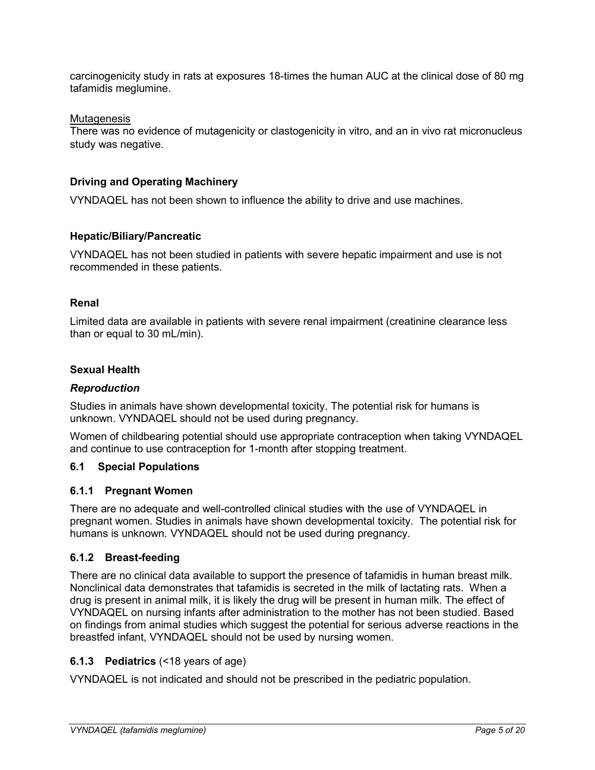carcinogenicity study in rats at exposures 18-times the human AUC at the clinical dose of 80 mg tafamidis meglumine.

Mutagenesis

There was no evidence of mutagenicity or clastogenicity in vitro, and an in vivo rat micronucleus study was negative.

**Driving and Operating Machinery**

VYNDAQEL has not been shown to influence the ability to drive and use machines.

**Hepatic/Biliary/Pancreatic**

VYNDAQEL has not been studied in patients with severe hepatic impairment and use is not recommended in these patients.

**Renal**

Limited data are available in patients with severe renal impairment (creatinine clearance less than or equal to 30 mL/min).

**Sexual Health**

***Reproduction***

Studies in animals have shown developmental toxicity. The potential risk for humans is unknown. VYNDAQEL should not be used during pregnancy.

Women of childbearing potential should use appropriate contraception when taking VYNDAQEL and continue to use contraception for 1-month after stopping treatment.

## 6.1 Special Populations

### 6.1.1 Pregnant Women

There are no adequate and well-controlled clinical studies with the use of VYNDAQEL in pregnant women. Studies in animals have shown developmental toxicity. The potential risk for humans is unknown. VYNDAQEL should not be used during pregnancy.

### 6.1.2 Breast-feeding

There are no clinical data available to support the presence of tafamidis in human breast milk. Nonclinical data demonstrates that tafamidis is secreted in the milk of lactating rats. When a drug is present in animal milk, it is likely the drug will be present in human milk. The effect of VYNDAQEL on nursing infants after administration to the mother has not been studied. Based on findings from animal studies which suggest the potential for serious adverse reactions in the breastfed infant, VYNDAQEL should not be used by nursing women.

### 6.1.3 Pediatrics (<18 years of age)

VYNDAQEL is not indicated and should not be prescribed in the pediatric population.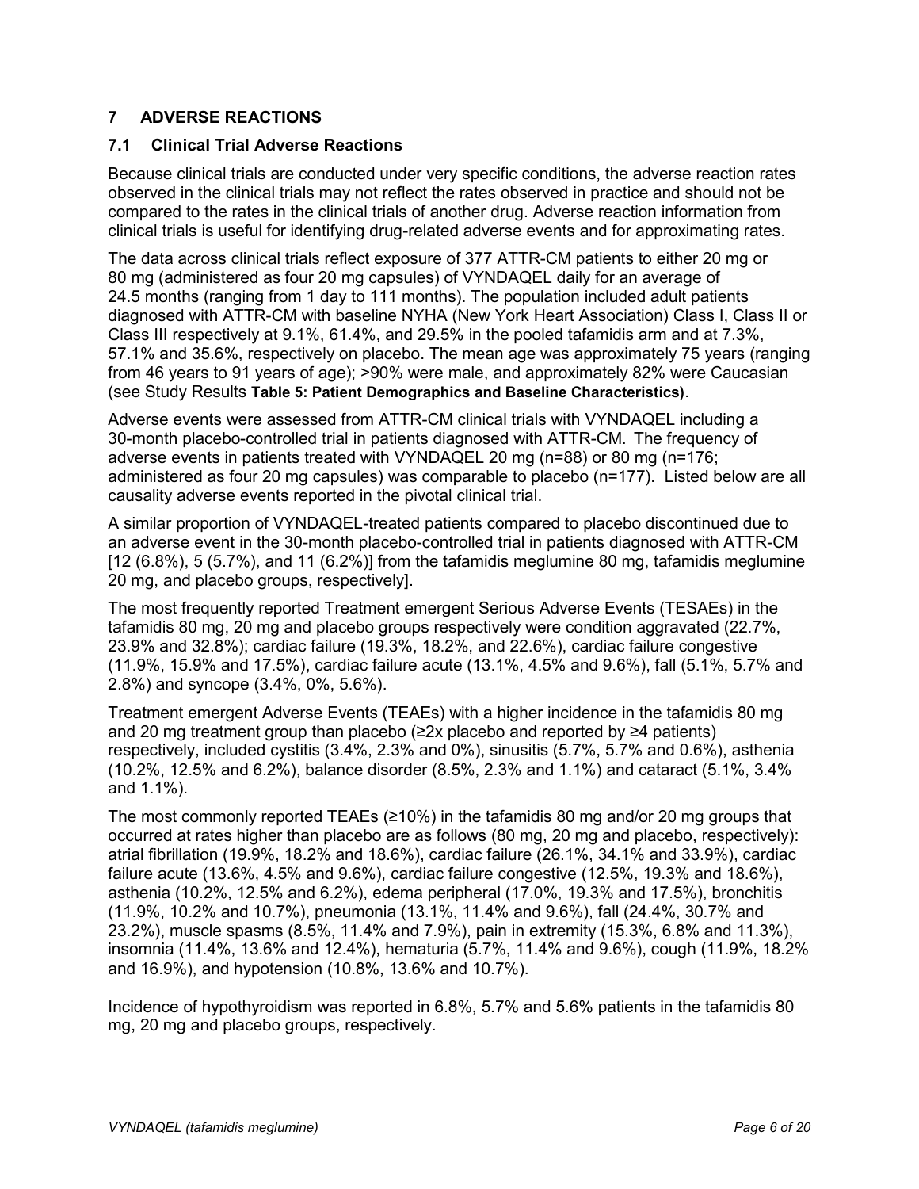## 7 ADVERSE REACTIONS

### 7.1 Clinical Trial Adverse Reactions

Because clinical trials are conducted under very specific conditions, the adverse reaction rates observed in the clinical trials may not reflect the rates observed in practice and should not be compared to the rates in the clinical trials of another drug. Adverse reaction information from clinical trials is useful for identifying drug-related adverse events and for approximating rates.

The data across clinical trials reflect exposure of 377 ATTR-CM patients to either 20 mg or 80 mg (administered as four 20 mg capsules) of VYNDAQEL daily for an average of 24.5 months (ranging from 1 day to 111 months). The population included adult patients diagnosed with ATTR-CM with baseline NYHA (New York Heart Association) Class I, Class II or Class III respectively at 9.1%, 61.4%, and 29.5% in the pooled tafamidis arm and at 7.3%, 57.1% and 35.6%, respectively on placebo. The mean age was approximately 75 years (ranging from 46 years to 91 years of age); >90% were male, and approximately 82% were Caucasian (see Study Results **Table 5: Patient Demographics and Baseline Characteristics)**.

Adverse events were assessed from ATTR-CM clinical trials with VYNDAQEL including a 30-month placebo-controlled trial in patients diagnosed with ATTR-CM. The frequency of adverse events in patients treated with VYNDAQEL 20 mg (n=88) or 80 mg (n=176; administered as four 20 mg capsules) was comparable to placebo (n=177). Listed below are all causality adverse events reported in the pivotal clinical trial.

A similar proportion of VYNDAQEL-treated patients compared to placebo discontinued due to an adverse event in the 30-month placebo-controlled trial in patients diagnosed with ATTR-CM [12 (6.8%), 5 (5.7%), and 11 (6.2%)] from the tafamidis meglumine 80 mg, tafamidis meglumine 20 mg, and placebo groups, respectively].

The most frequently reported Treatment emergent Serious Adverse Events (TESAEs) in the tafamidis 80 mg, 20 mg and placebo groups respectively were condition aggravated (22.7%, 23.9% and 32.8%); cardiac failure (19.3%, 18.2%, and 22.6%), cardiac failure congestive (11.9%, 15.9% and 17.5%), cardiac failure acute (13.1%, 4.5% and 9.6%), fall (5.1%, 5.7% and 2.8%) and syncope (3.4%, 0%, 5.6%).

Treatment emergent Adverse Events (TEAEs) with a higher incidence in the tafamidis 80 mg and 20 mg treatment group than placebo (≥2x placebo and reported by ≥4 patients) respectively, included cystitis (3.4%, 2.3% and 0%), sinusitis (5.7%, 5.7% and 0.6%), asthenia (10.2%, 12.5% and 6.2%), balance disorder (8.5%, 2.3% and 1.1%) and cataract (5.1%, 3.4% and 1.1%).

The most commonly reported TEAEs (≥10%) in the tafamidis 80 mg and/or 20 mg groups that occurred at rates higher than placebo are as follows (80 mg, 20 mg and placebo, respectively): atrial fibrillation (19.9%, 18.2% and 18.6%), cardiac failure (26.1%, 34.1% and 33.9%), cardiac failure acute (13.6%, 4.5% and 9.6%), cardiac failure congestive (12.5%, 19.3% and 18.6%), asthenia (10.2%, 12.5% and 6.2%), edema peripheral (17.0%, 19.3% and 17.5%), bronchitis (11.9%, 10.2% and 10.7%), pneumonia (13.1%, 11.4% and 9.6%), fall (24.4%, 30.7% and 23.2%), muscle spasms (8.5%, 11.4% and 7.9%), pain in extremity (15.3%, 6.8% and 11.3%), insomnia (11.4%, 13.6% and 12.4%), hematuria (5.7%, 11.4% and 9.6%), cough (11.9%, 18.2% and 16.9%), and hypotension (10.8%, 13.6% and 10.7%).

Incidence of hypothyroidism was reported in 6.8%, 5.7% and 5.6% patients in the tafamidis 80 mg, 20 mg and placebo groups, respectively.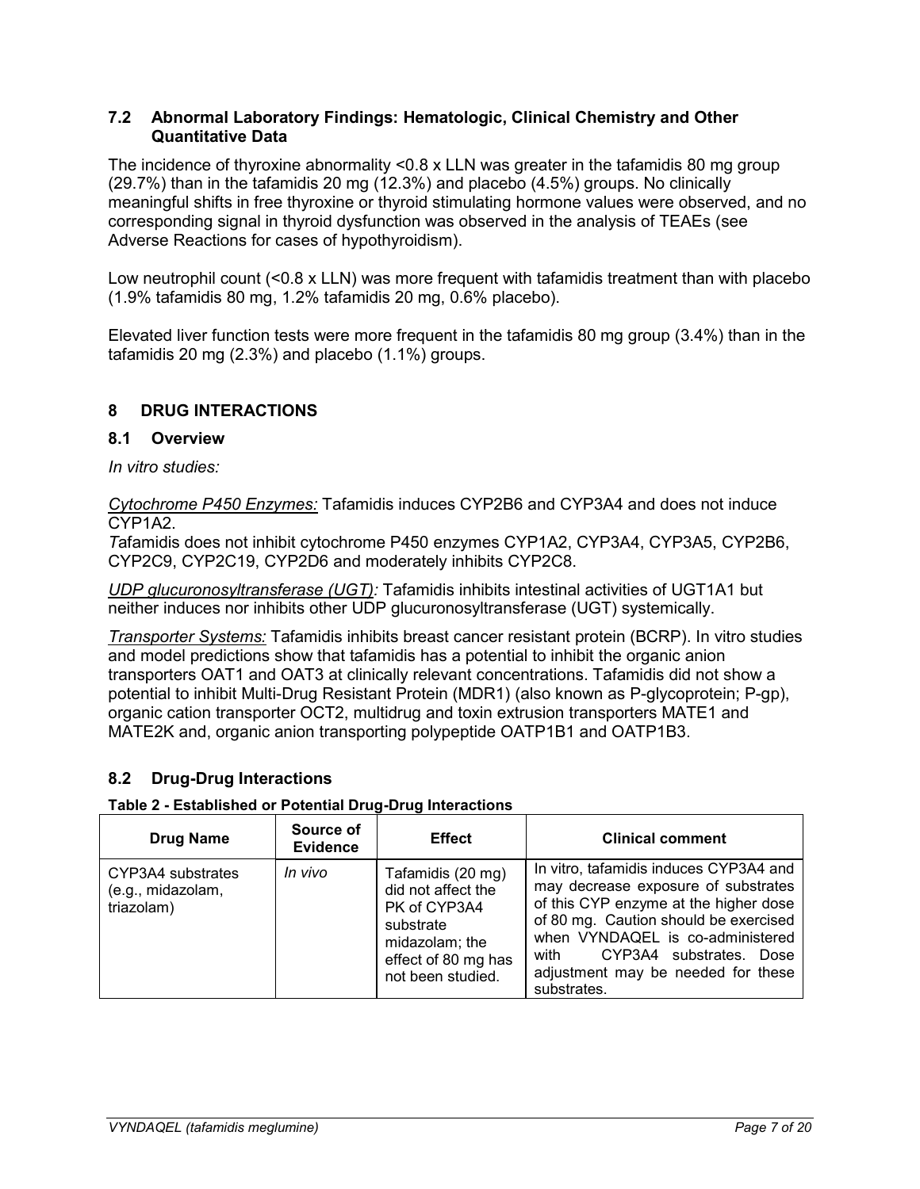### 7.2 Abnormal Laboratory Findings: Hematologic, Clinical Chemistry and Other Quantitative Data

The incidence of thyroxine abnormality <0.8 x LLN was greater in the tafamidis 80 mg group (29.7%) than in the tafamidis 20 mg (12.3%) and placebo (4.5%) groups. No clinically meaningful shifts in free thyroxine or thyroid stimulating hormone values were observed, and no corresponding signal in thyroid dysfunction was observed in the analysis of TEAEs (see Adverse Reactions for cases of hypothyroidism).

Low neutrophil count (<0.8 x LLN) was more frequent with tafamidis treatment than with placebo (1.9% tafamidis 80 mg, 1.2% tafamidis 20 mg, 0.6% placebo).

Elevated liver function tests were more frequent in the tafamidis 80 mg group (3.4%) than in the tafamidis 20 mg (2.3%) and placebo (1.1%) groups.

## 8 DRUG INTERACTIONS

### 8.1 Overview

*In vitro studies:*

*Cytochrome P450 Enzymes:* Tafamidis induces CYP2B6 and CYP3A4 and does not induce CYP1A2.

Tafamidis does not inhibit cytochrome P450 enzymes CYP1A2, CYP3A4, CYP3A5, CYP2B6, CYP2C9, CYP2C19, CYP2D6 and moderately inhibits CYP2C8.

*UDP glucuronosyltransferase (UGT):* Tafamidis inhibits intestinal activities of UGT1A1 but neither induces nor inhibits other UDP glucuronosyltransferase (UGT) systemically.

*Transporter Systems:* Tafamidis inhibits breast cancer resistant protein (BCRP). In vitro studies and model predictions show that tafamidis has a potential to inhibit the organic anion transporters OAT1 and OAT3 at clinically relevant concentrations. Tafamidis did not show a potential to inhibit Multi-Drug Resistant Protein (MDR1) (also known as P-glycoprotein; P-gp), organic cation transporter OCT2, multidrug and toxin extrusion transporters MATE1 and MATE2K and, organic anion transporting polypeptide OATP1B1 and OATP1B3.

### 8.2 Drug-Drug Interactions

**Table 2 - Established or Potential Drug-Drug Interactions**

| Drug Name | Source of Evidence | Effect | Clinical comment |
|---|---|---|---|
| CYP3A4 substrates (e.g., midazolam, triazolam) | *In vivo* | Tafamidis (20 mg) did not affect the PK of CYP3A4 substrate midazolam; the effect of 80 mg has not been studied. | In vitro, tafamidis induces CYP3A4 and may decrease exposure of substrates of this CYP enzyme at the higher dose of 80 mg. Caution should be exercised when VYNDAQEL is co-administered with CYP3A4 substrates. Dose adjustment may be needed for these substrates. |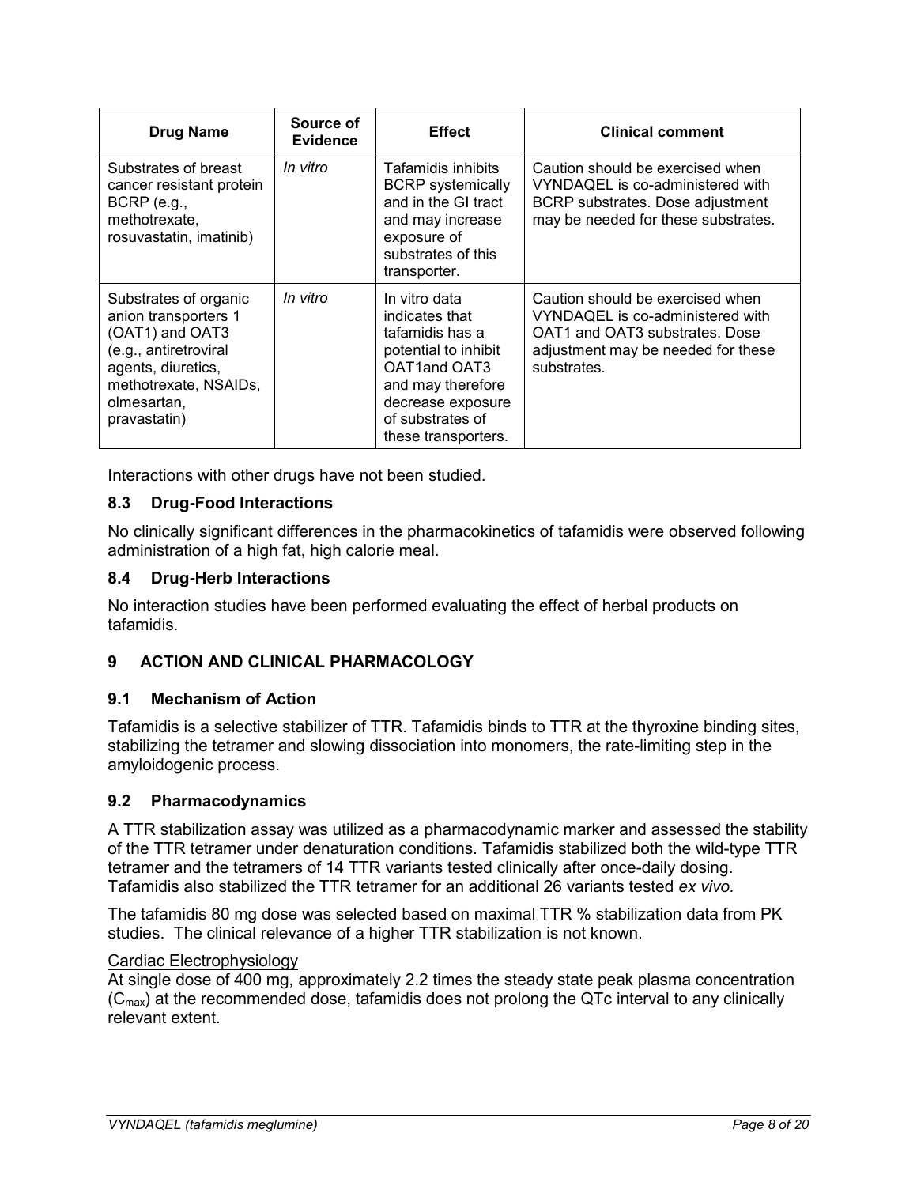| Drug Name | Source of Evidence | Effect | Clinical comment |
| --- | --- | --- | --- |
| Substrates of breast cancer resistant protein BCRP (e.g., methotrexate, rosuvastatin, imatinib) | *In vitro* | Tafamidis inhibits BCRP systemically and in the GI tract and may increase exposure of substrates of this transporter. | Caution should be exercised when VYNDAQEL is co-administered with BCRP substrates. Dose adjustment may be needed for these substrates. |
| Substrates of organic anion transporters 1 (OAT1) and OAT3 (e.g., antiretroviral agents, diuretics, methotrexate, NSAIDs, olmesartan, pravastatin) | *In vitro* | In vitro data indicates that tafamidis has a potential to inhibit OAT1and OAT3 and may therefore decrease exposure of substrates of these transporters. | Caution should be exercised when VYNDAQEL is co-administered with OAT1 and OAT3 substrates. Dose adjustment may be needed for these substrates. |

Interactions with other drugs have not been studied.

### 8.3 Drug-Food Interactions

No clinically significant differences in the pharmacokinetics of tafamidis were observed following administration of a high fat, high calorie meal.

### 8.4 Drug-Herb Interactions

No interaction studies have been performed evaluating the effect of herbal products on tafamidis.

## 9 ACTION AND CLINICAL PHARMACOLOGY

### 9.1 Mechanism of Action

Tafamidis is a selective stabilizer of TTR. Tafamidis binds to TTR at the thyroxine binding sites, stabilizing the tetramer and slowing dissociation into monomers, the rate-limiting step in the amyloidogenic process.

### 9.2 Pharmacodynamics

A TTR stabilization assay was utilized as a pharmacodynamic marker and assessed the stability of the TTR tetramer under denaturation conditions. Tafamidis stabilized both the wild-type TTR tetramer and the tetramers of 14 TTR variants tested clinically after once-daily dosing. Tafamidis also stabilized the TTR tetramer for an additional 26 variants tested *ex vivo.*

The tafamidis 80 mg dose was selected based on maximal TTR % stabilization data from PK studies. The clinical relevance of a higher TTR stabilization is not known.

Cardiac Electrophysiology

At single dose of 400 mg, approximately 2.2 times the steady state peak plasma concentration ($C_{max}$) at the recommended dose, tafamidis does not prolong the QTc interval to any clinically relevant extent.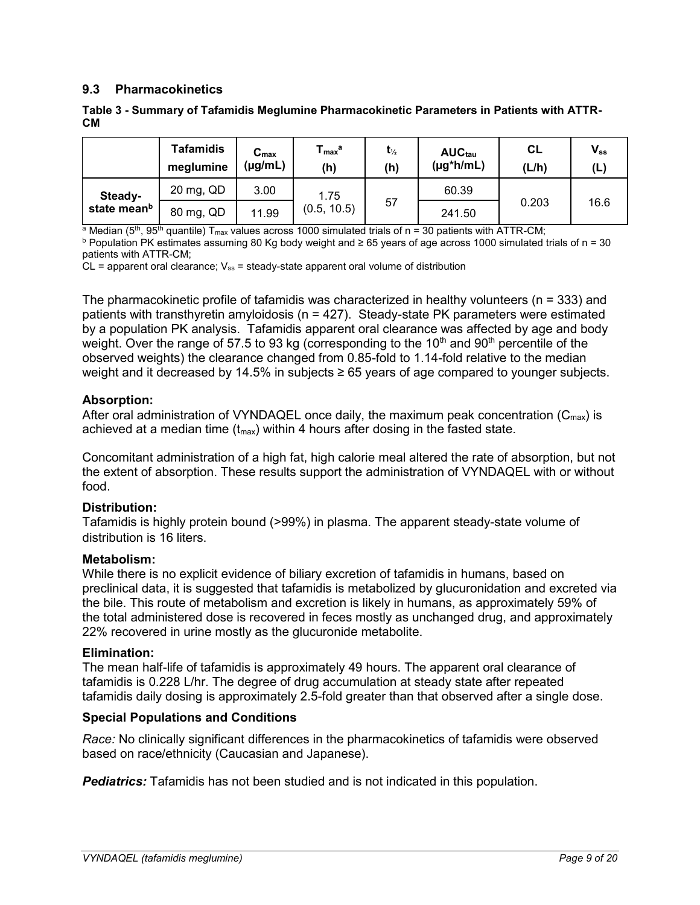## 9.3 Pharmacokinetics

**Table 3 - Summary of Tafamidis Meglumine Pharmacokinetic Parameters in Patients with ATTR-CM**

| | Tafamidis meglumine | $C_{max}$ (µg/mL) | $T_{max}$[a] (h) | $t_{½}$ (h) | $AUC_{tau}$ (µg*h/mL) | CL (L/h) | $V_{ss}$ (L) |
|---|---|---|---|---|---|---|---|
| Steady-state mean[b] | 20 mg, QD | 3.00 | 1.75 (0.5, 10.5) | 57 | 60.39 | 0.203 | 16.6 |
| | 80 mg, QD | 11.99 | | | 241.50 | | |

[a] Median (5[th], 95[th] quantile) $T_{max}$ values across 1000 simulated trials of n = 30 patients with ATTR-CM;
[b] Population PK estimates assuming 80 Kg body weight and ≥ 65 years of age across 1000 simulated trials of n = 30 patients with ATTR-CM;
CL = apparent oral clearance; $V_{ss}$ = steady-state apparent oral volume of distribution

The pharmacokinetic profile of tafamidis was characterized in healthy volunteers (n = 333) and patients with transthyretin amyloidosis (n = 427). Steady-state PK parameters were estimated by a population PK analysis. Tafamidis apparent oral clearance was affected by age and body weight. Over the range of 57.5 to 93 kg (corresponding to the 10[th] and 90[th] percentile of the observed weights) the clearance changed from 0.85-fold to 1.14-fold relative to the median weight and it decreased by 14.5% in subjects ≥ 65 years of age compared to younger subjects.

### Absorption:

After oral administration of VYNDAQEL once daily, the maximum peak concentration ($C_{max}$) is achieved at a median time ($t_{max}$) within 4 hours after dosing in the fasted state.

Concomitant administration of a high fat, high calorie meal altered the rate of absorption, but not the extent of absorption. These results support the administration of VYNDAQEL with or without food.

### Distribution:

Tafamidis is highly protein bound (>99%) in plasma. The apparent steady-state volume of distribution is 16 liters.

### Metabolism:

While there is no explicit evidence of biliary excretion of tafamidis in humans, based on preclinical data, it is suggested that tafamidis is metabolized by glucuronidation and excreted via the bile. This route of metabolism and excretion is likely in humans, as approximately 59% of the total administered dose is recovered in feces mostly as unchanged drug, and approximately 22% recovered in urine mostly as the glucuronide metabolite.

### Elimination:

The mean half-life of tafamidis is approximately 49 hours. The apparent oral clearance of tafamidis is 0.228 L/hr. The degree of drug accumulation at steady state after repeated tafamidis daily dosing is approximately 2.5-fold greater than that observed after a single dose.

### Special Populations and Conditions

*Race:* No clinically significant differences in the pharmacokinetics of tafamidis were observed based on race/ethnicity (Caucasian and Japanese).

***Pediatrics:*** Tafamidis has not been studied and is not indicated in this population.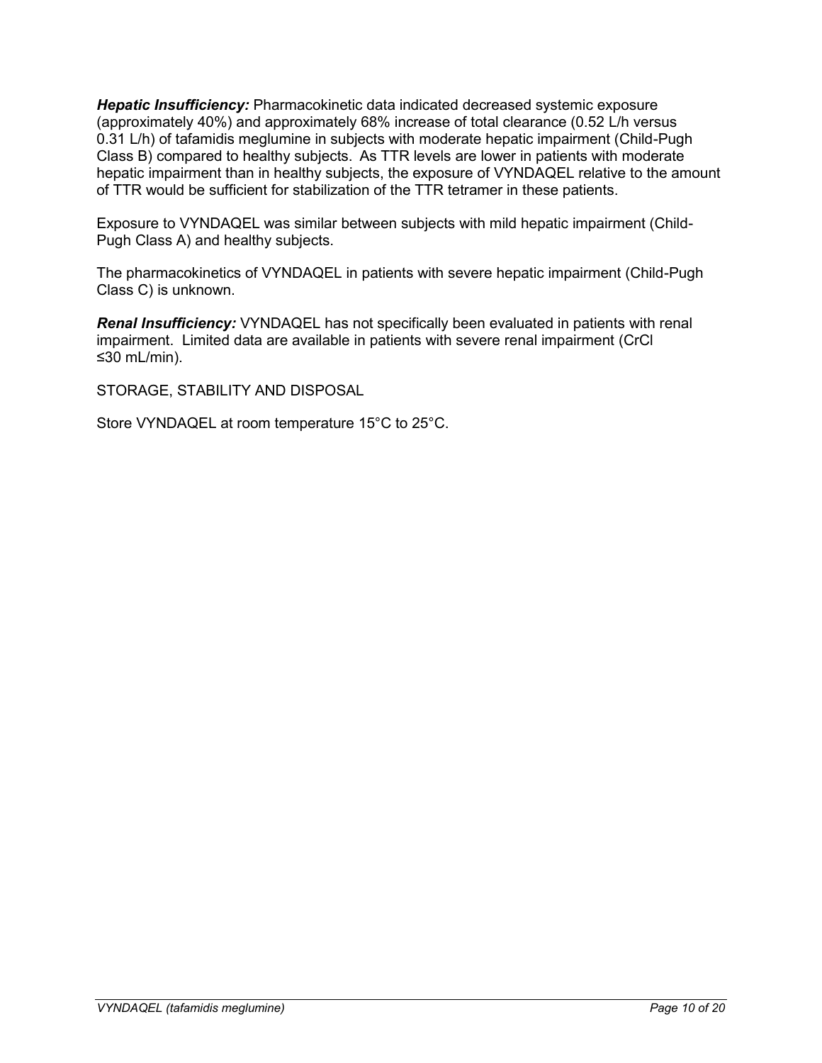***Hepatic Insufficiency:*** Pharmacokinetic data indicated decreased systemic exposure (approximately 40%) and approximately 68% increase of total clearance (0.52 L/h versus 0.31 L/h) of tafamidis meglumine in subjects with moderate hepatic impairment (Child-Pugh Class B) compared to healthy subjects. As TTR levels are lower in patients with moderate hepatic impairment than in healthy subjects, the exposure of VYNDAQEL relative to the amount of TTR would be sufficient for stabilization of the TTR tetramer in these patients.

Exposure to VYNDAQEL was similar between subjects with mild hepatic impairment (Child-Pugh Class A) and healthy subjects.

The pharmacokinetics of VYNDAQEL in patients with severe hepatic impairment (Child-Pugh Class C) is unknown.

***Renal Insufficiency:*** VYNDAQEL has not specifically been evaluated in patients with renal impairment. Limited data are available in patients with severe renal impairment (CrCl ≤30 mL/min).

## STORAGE, STABILITY AND DISPOSAL

Store VYNDAQEL at room temperature 15°C to 25°C.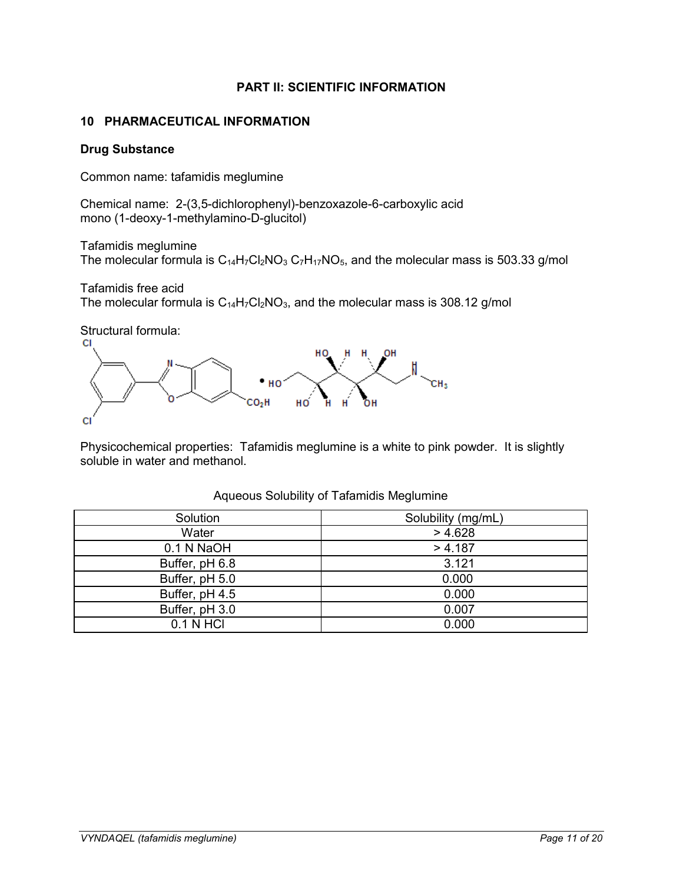**PART II: SCIENTIFIC INFORMATION**

## 10 PHARMACEUTICAL INFORMATION

### Drug Substance

Common name: tafamidis meglumine

Chemical name: 2-(3,5-dichlorophenyl)-benzoxazole-6-carboxylic acid mono (1-deoxy-1-methylamino-D-glucitol)

Tafamidis meglumine
The molecular formula is $C_{14}H_7Cl_2NO_3$ $C_7H_{17}NO_5$, and the molecular mass is 503.33 g/mol

Tafamidis free acid
The molecular formula is $C_{14}H_7Cl_2NO_3$, and the molecular mass is 308.12 g/mol

Structural formula:

Physicochemical properties: Tafamidis meglumine is a white to pink powder. It is slightly soluble in water and methanol.

Aqueous Solubility of Tafamidis Meglumine

| Solution | Solubility (mg/mL) |
| --- | --- |
| Water | > 4.628 |
| 0.1 N NaOH | > 4.187 |
| Buffer, pH 6.8 | 3.121 |
| Buffer, pH 5.0 | 0.000 |
| Buffer, pH 4.5 | 0.000 |
| Buffer, pH 3.0 | 0.007 |
| 0.1 N HCl | 0.000 |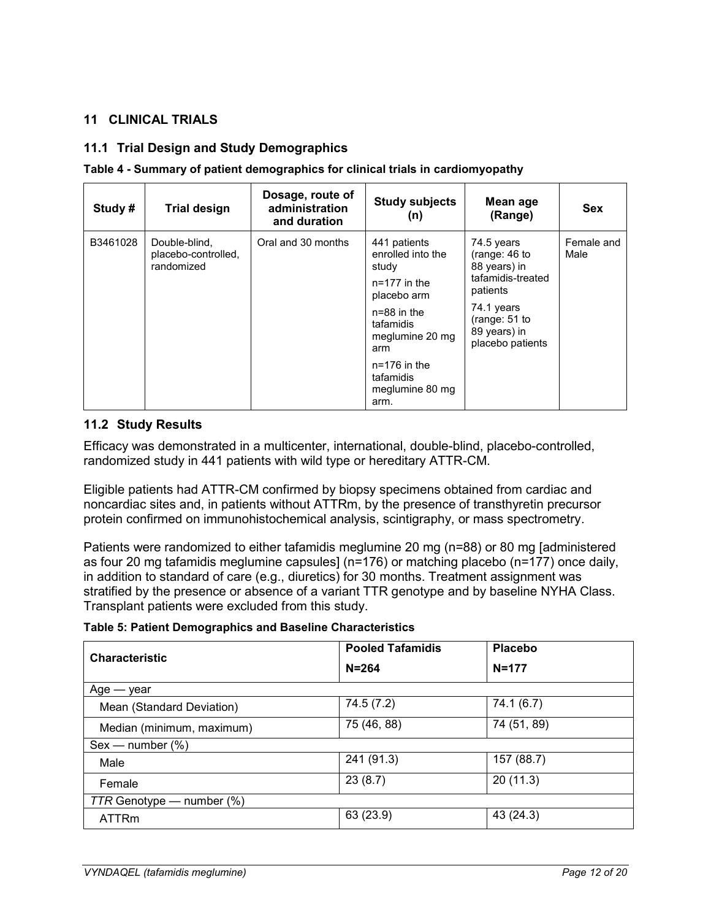## 11 CLINICAL TRIALS

### 11.1 Trial Design and Study Demographics

**Table 4 - Summary of patient demographics for clinical trials in cardiomyopathy**

| Study # | Trial design | Dosage, route of administration and duration | Study subjects (n) | Mean age (Range) | Sex |
|---|---|---|---|---|---|
| B3461028 | Double-blind, placebo-controlled, randomized | Oral and 30 months | 441 patients enrolled into the study<br>n=177 in the placebo arm<br>n=88 in the tafamidis meglumine 20 mg arm<br>n=176 in the tafamidis meglumine 80 mg arm. | 74.5 years (range: 46 to 88 years) in tafamidis-treated patients<br>74.1 years (range: 51 to 89 years) in placebo patients | Female and Male |

### 11.2 Study Results

Efficacy was demonstrated in a multicenter, international, double-blind, placebo-controlled, randomized study in 441 patients with wild type or hereditary ATTR-CM.

Eligible patients had ATTR-CM confirmed by biopsy specimens obtained from cardiac and noncardiac sites and, in patients without ATTRm, by the presence of transthyretin precursor protein confirmed on immunohistochemical analysis, scintigraphy, or mass spectrometry.

Patients were randomized to either tafamidis meglumine 20 mg (n=88) or 80 mg [administered as four 20 mg tafamidis meglumine capsules] (n=176) or matching placebo (n=177) once daily, in addition to standard of care (e.g., diuretics) for 30 months. Treatment assignment was stratified by the presence or absence of a variant TTR genotype and by baseline NYHA Class. Transplant patients were excluded from this study.

**Table 5: Patient Demographics and Baseline Characteristics**

| Characteristic | Pooled Tafamidis<br>N=264 | Placebo<br>N=177 |
|---|---|---|
| Age — year | | |
| Mean (Standard Deviation) | 74.5 (7.2) | 74.1 (6.7) |
| Median (minimum, maximum) | 75 (46, 88) | 74 (51, 89) |
| Sex — number (%) | | |
| Male | 241 (91.3) | 157 (88.7) |
| Female | 23 (8.7) | 20 (11.3) |
| *TTR* Genotype — number (%) | | |
| ATTRm | 63 (23.9) | 43 (24.3) |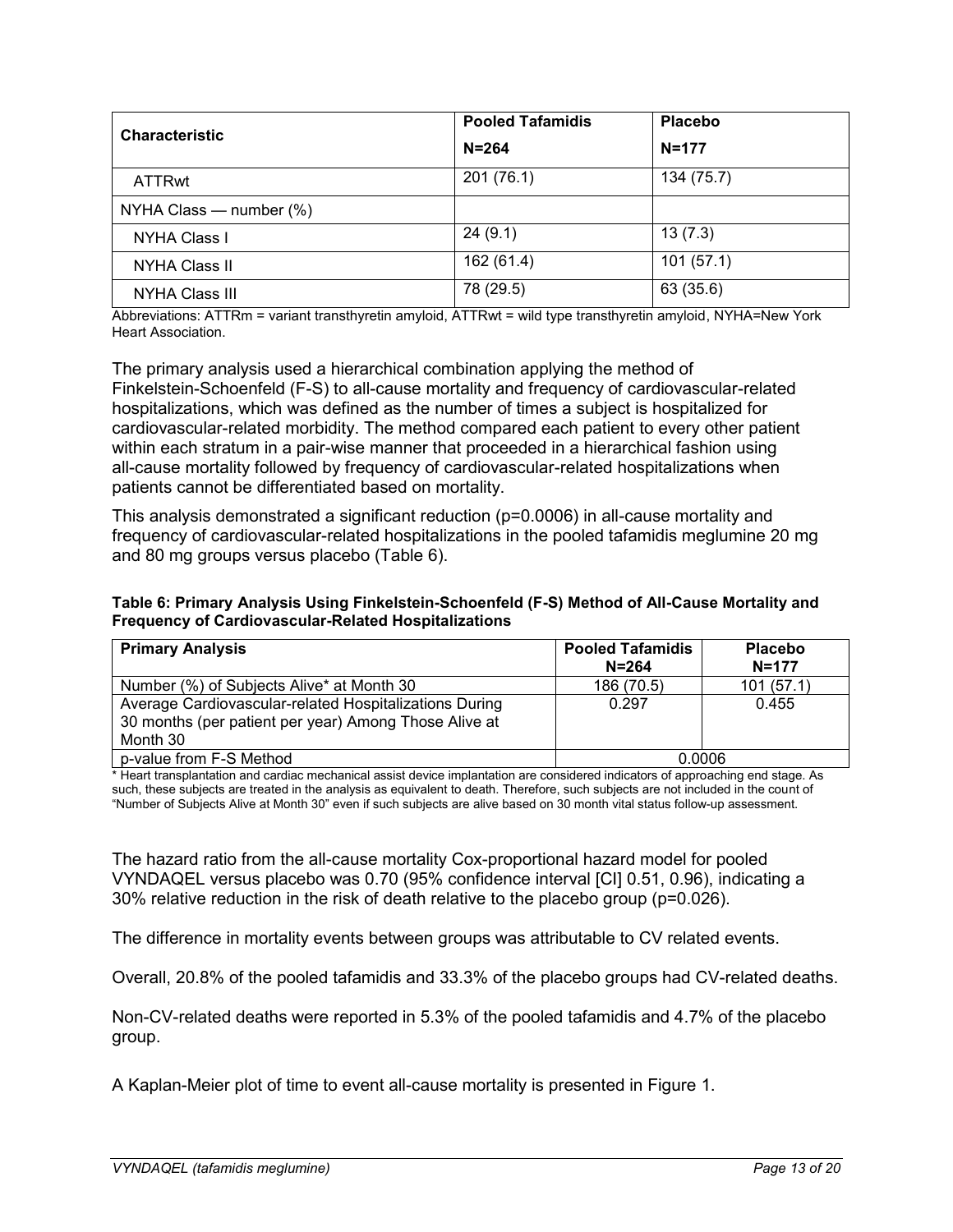| Characteristic | Pooled Tafamidis N=264 | Placebo N=177 |
|---|---|---|
| ATTRwt | 201 (76.1) | 134 (75.7) |
| NYHA Class — number (%) | | |
| NYHA Class I | 24 (9.1) | 13 (7.3) |
| NYHA Class II | 162 (61.4) | 101 (57.1) |
| NYHA Class III | 78 (29.5) | 63 (35.6) |

Abbreviations: ATTRm = variant transthyretin amyloid, ATTRwt = wild type transthyretin amyloid, NYHA=New York Heart Association.

The primary analysis used a hierarchical combination applying the method of Finkelstein-Schoenfeld (F-S) to all-cause mortality and frequency of cardiovascular-related hospitalizations, which was defined as the number of times a subject is hospitalized for cardiovascular-related morbidity. The method compared each patient to every other patient within each stratum in a pair-wise manner that proceeded in a hierarchical fashion using all-cause mortality followed by frequency of cardiovascular-related hospitalizations when patients cannot be differentiated based on mortality.

This analysis demonstrated a significant reduction (p=0.0006) in all-cause mortality and frequency of cardiovascular-related hospitalizations in the pooled tafamidis meglumine 20 mg and 80 mg groups versus placebo (Table 6).

**Table 6: Primary Analysis Using Finkelstein-Schoenfeld (F-S) Method of All-Cause Mortality and Frequency of Cardiovascular-Related Hospitalizations**

| Primary Analysis | Pooled Tafamidis N=264 | Placebo N=177 |
|---|---|---|
| Number (%) of Subjects Alive* at Month 30 | 186 (70.5) | 101 (57.1) |
| Average Cardiovascular-related Hospitalizations During 30 months (per patient per year) Among Those Alive at Month 30 | 0.297 | 0.455 |
| p-value from F-S Method | 0.0006 | |

* Heart transplantation and cardiac mechanical assist device implantation are considered indicators of approaching end stage. As such, these subjects are treated in the analysis as equivalent to death. Therefore, such subjects are not included in the count of "Number of Subjects Alive at Month 30" even if such subjects are alive based on 30 month vital status follow-up assessment.

The hazard ratio from the all-cause mortality Cox-proportional hazard model for pooled VYNDAQEL versus placebo was 0.70 (95% confidence interval [CI] 0.51, 0.96), indicating a 30% relative reduction in the risk of death relative to the placebo group (p=0.026).

The difference in mortality events between groups was attributable to CV related events.

Overall, 20.8% of the pooled tafamidis and 33.3% of the placebo groups had CV-related deaths.

Non-CV-related deaths were reported in 5.3% of the pooled tafamidis and 4.7% of the placebo group.

A Kaplan-Meier plot of time to event all-cause mortality is presented in Figure 1.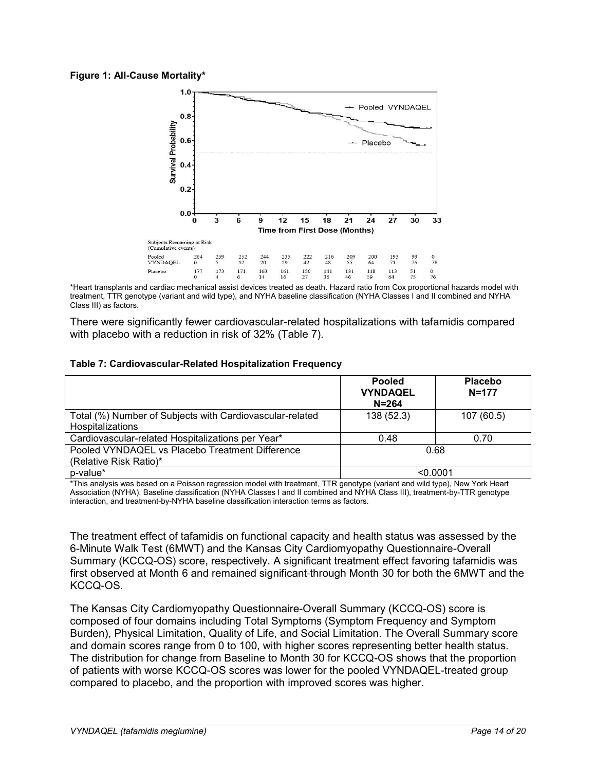**Figure 1: All-Cause Mortality***

Subjects Remaining at Risk (Cumulative events)

| | 0 | 3 | 6 | 9 | 12 | 15 | 18 | 21 | 24 | 27 | 30 | 33 |
|---|---|---|---|---|---|---|---|---|---|---|---|---|
| Pooled VYNDAQEL | 264 | 259 | 252 | 244 | 235 | 222 | 216 | 209 | 200 | 193 | 99 | 0 |
| | 0 | 5 | 12 | 20 | 29 | 42 | 48 | 55 | 64 | 71 | 76 | 78 |
| Placebo | 177 | 173 | 171 | 163 | 161 | 150 | 141 | 131 | 118 | 113 | 51 | 0 |
| | 0 | 4 | 6 | 14 | 16 | 27 | 36 | 46 | 59 | 64 | 75 | 76 |

*Heart transplants and cardiac mechanical assist devices treated as death. Hazard ratio from Cox proportional hazards model with treatment, TTR genotype (variant and wild type), and NYHA baseline classification (NYHA Classes I and II combined and NYHA Class III) as factors.

There were significantly fewer cardiovascular-related hospitalizations with tafamidis compared with placebo with a reduction in risk of 32% (Table 7).

**Table 7: Cardiovascular-Related Hospitalization Frequency**

| | Pooled VYNDAQEL N=264 | Placebo N=177 |
|---|---|---|
| Total (%) Number of Subjects with Cardiovascular-related Hospitalizations | 138 (52.3) | 107 (60.5) |
| Cardiovascular-related Hospitalizations per Year* | 0.48 | 0.70 |
| Pooled VYNDAQEL vs Placebo Treatment Difference (Relative Risk Ratio)* | 0.68 | |
| p-value* | <0.0001 | |

*This analysis was based on a Poisson regression model with treatment, TTR genotype (variant and wild type), New York Heart Association (NYHA). Baseline classification (NYHA Classes I and II combined and NYHA Class III), treatment-by-TTR genotype interaction, and treatment-by-NYHA baseline classification interaction terms as factors.

The treatment effect of tafamidis on functional capacity and health status was assessed by the 6-Minute Walk Test (6MWT) and the Kansas City Cardiomyopathy Questionnaire-Overall Summary (KCCQ-OS) score, respectively. A significant treatment effect favoring tafamidis was first observed at Month 6 and remained significant through Month 30 for both the 6MWT and the KCCQ-OS.

The Kansas City Cardiomyopathy Questionnaire-Overall Summary (KCCQ-OS) score is composed of four domains including Total Symptoms (Symptom Frequency and Symptom Burden), Physical Limitation, Quality of Life, and Social Limitation. The Overall Summary score and domain scores range from 0 to 100, with higher scores representing better health status. The distribution for change from Baseline to Month 30 for KCCQ-OS shows that the proportion of patients with worse KCCQ-OS scores was lower for the pooled VYNDAQEL-treated group compared to placebo, and the proportion with improved scores was higher.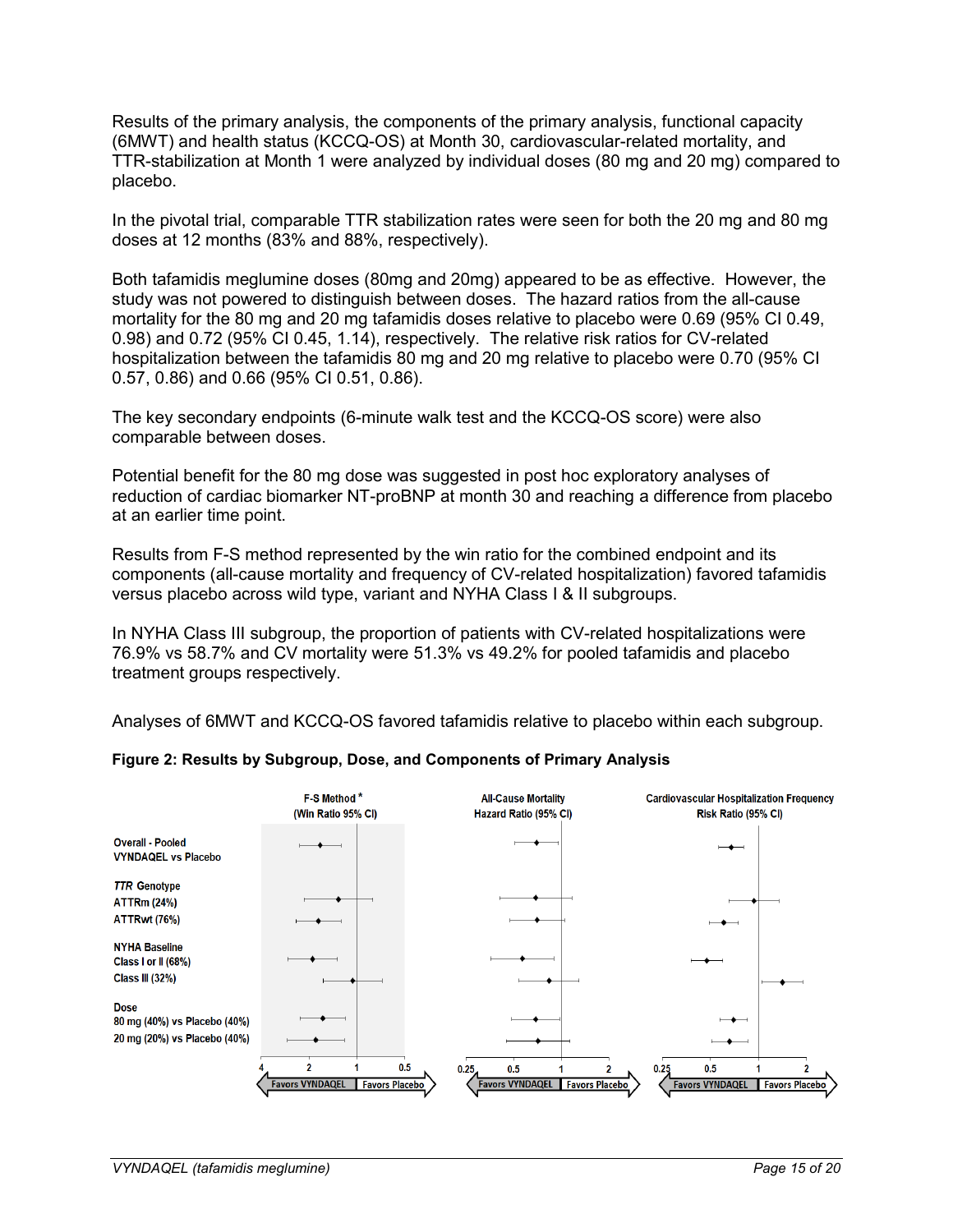Results of the primary analysis, the components of the primary analysis, functional capacity (6MWT) and health status (KCCQ-OS) at Month 30, cardiovascular-related mortality, and TTR-stabilization at Month 1 were analyzed by individual doses (80 mg and 20 mg) compared to placebo.

In the pivotal trial, comparable TTR stabilization rates were seen for both the 20 mg and 80 mg doses at 12 months (83% and 88%, respectively).

Both tafamidis meglumine doses (80mg and 20mg) appeared to be as effective. However, the study was not powered to distinguish between doses. The hazard ratios from the all-cause mortality for the 80 mg and 20 mg tafamidis doses relative to placebo were 0.69 (95% CI 0.49, 0.98) and 0.72 (95% CI 0.45, 1.14), respectively. The relative risk ratios for CV-related hospitalization between the tafamidis 80 mg and 20 mg relative to placebo were 0.70 (95% CI 0.57, 0.86) and 0.66 (95% CI 0.51, 0.86).

The key secondary endpoints (6-minute walk test and the KCCQ-OS score) were also comparable between doses.

Potential benefit for the 80 mg dose was suggested in post hoc exploratory analyses of reduction of cardiac biomarker NT-proBNP at month 30 and reaching a difference from placebo at an earlier time point.

Results from F-S method represented by the win ratio for the combined endpoint and its components (all-cause mortality and frequency of CV-related hospitalization) favored tafamidis versus placebo across wild type, variant and NYHA Class I & II subgroups.

In NYHA Class III subgroup, the proportion of patients with CV-related hospitalizations were 76.9% vs 58.7% and CV mortality were 51.3% vs 49.2% for pooled tafamidis and placebo treatment groups respectively.

Analyses of 6MWT and KCCQ-OS favored tafamidis relative to placebo within each subgroup.

**Figure 2: Results by Subgroup, Dose, and Components of Primary Analysis**

| | F-S Method* (Win Ratio 95% CI) | All-Cause Mortality Hazard Ratio (95% CI) | Cardiovascular Hospitalization Frequency Risk Ratio (95% CI) |
|---|---|---|---|
| Overall - Pooled VYNDAQEL vs Placebo | | | |
| *TTR* Genotype | | | |
| ATTRm (24%) | | | |
| ATTRwt (76%) | | | |
| NYHA Baseline | | | |
| Class I or II (68%) | | | |
| Class III (32%) | | | |
| Dose | | | |
| 80 mg (40%) vs Placebo (40%) | | | |
| 20 mg (20%) vs Placebo (40%) | | | |

F-S Method axis: 4, 2, 1, 0.5 — Favors VYNDAQEL | Favors Placebo

All-Cause Mortality axis: 0.25, 0.5, 1, 2 — Favors VYNDAQEL | Favors Placebo

Cardiovascular Hospitalization Frequency axis: 0.25, 0.5, 1, 2 — Favors VYNDAQEL | Favors Placebo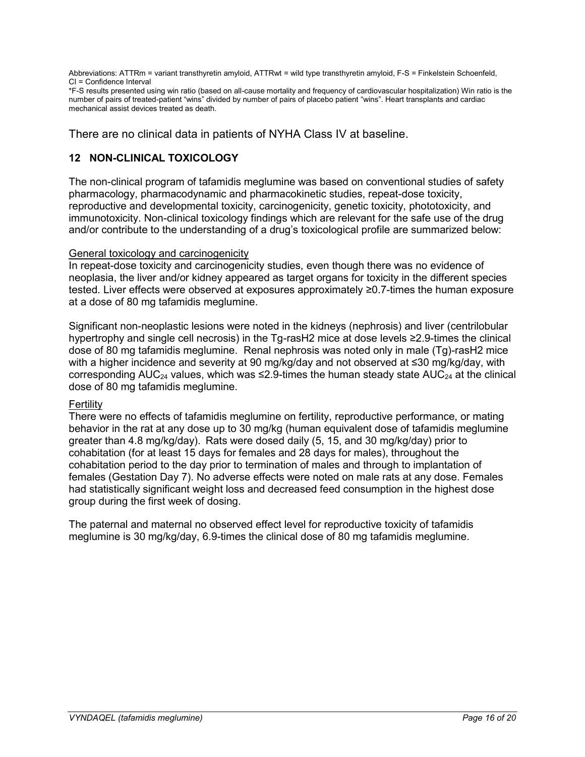Abbreviations: ATTRm = variant transthyretin amyloid, ATTRwt = wild type transthyretin amyloid, F-S = Finkelstein Schoenfeld, CI = Confidence Interval

*F-S results presented using win ratio (based on all-cause mortality and frequency of cardiovascular hospitalization) Win ratio is the number of pairs of treated-patient "wins" divided by number of pairs of placebo patient "wins". Heart transplants and cardiac mechanical assist devices treated as death.

There are no clinical data in patients of NYHA Class IV at baseline.

## 12 NON-CLINICAL TOXICOLOGY

The non-clinical program of tafamidis meglumine was based on conventional studies of safety pharmacology, pharmacodynamic and pharmacokinetic studies, repeat-dose toxicity, reproductive and developmental toxicity, carcinogenicity, genetic toxicity, phototoxicity, and immunotoxicity. Non-clinical toxicology findings which are relevant for the safe use of the drug and/or contribute to the understanding of a drug's toxicological profile are summarized below:

General toxicology and carcinogenicity

In repeat-dose toxicity and carcinogenicity studies, even though there was no evidence of neoplasia, the liver and/or kidney appeared as target organs for toxicity in the different species tested. Liver effects were observed at exposures approximately ≥0.7-times the human exposure at a dose of 80 mg tafamidis meglumine.

Significant non-neoplastic lesions were noted in the kidneys (nephrosis) and liver (centrilobular hypertrophy and single cell necrosis) in the Tg-rasH2 mice at dose levels ≥2.9-times the clinical dose of 80 mg tafamidis meglumine. Renal nephrosis was noted only in male (Tg)-rasH2 mice with a higher incidence and severity at 90 mg/kg/day and not observed at ≤30 mg/kg/day, with corresponding $AUC_{24}$ values, which was ≤2.9-times the human steady state $AUC_{24}$ at the clinical dose of 80 mg tafamidis meglumine.

Fertility

There were no effects of tafamidis meglumine on fertility, reproductive performance, or mating behavior in the rat at any dose up to 30 mg/kg (human equivalent dose of tafamidis meglumine greater than 4.8 mg/kg/day). Rats were dosed daily (5, 15, and 30 mg/kg/day) prior to cohabitation (for at least 15 days for females and 28 days for males), throughout the cohabitation period to the day prior to termination of males and through to implantation of females (Gestation Day 7). No adverse effects were noted on male rats at any dose. Females had statistically significant weight loss and decreased feed consumption in the highest dose group during the first week of dosing.

The paternal and maternal no observed effect level for reproductive toxicity of tafamidis meglumine is 30 mg/kg/day, 6.9-times the clinical dose of 80 mg tafamidis meglumine.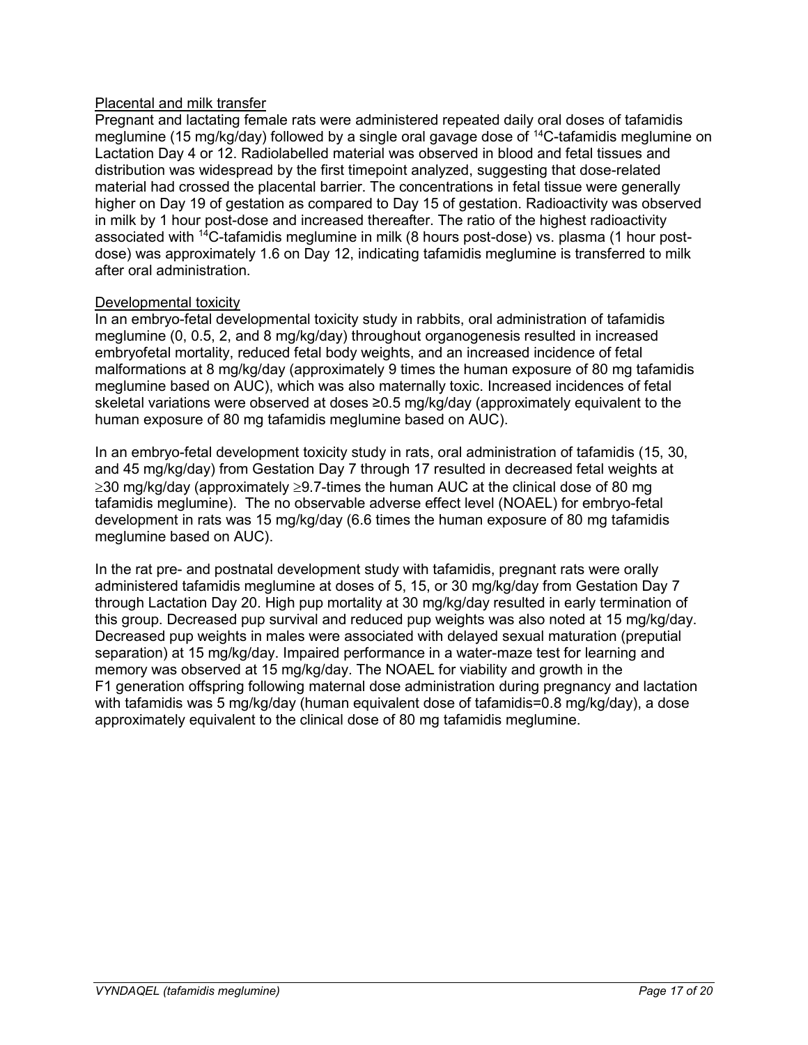Placental and milk transfer

Pregnant and lactating female rats were administered repeated daily oral doses of tafamidis meglumine (15 mg/kg/day) followed by a single oral gavage dose of $^{14}$C-tafamidis meglumine on Lactation Day 4 or 12. Radiolabelled material was observed in blood and fetal tissues and distribution was widespread by the first timepoint analyzed, suggesting that dose-related material had crossed the placental barrier. The concentrations in fetal tissue were generally higher on Day 19 of gestation as compared to Day 15 of gestation. Radioactivity was observed in milk by 1 hour post-dose and increased thereafter. The ratio of the highest radioactivity associated with $^{14}$C-tafamidis meglumine in milk (8 hours post-dose) vs. plasma (1 hour post-dose) was approximately 1.6 on Day 12, indicating tafamidis meglumine is transferred to milk after oral administration.

Developmental toxicity

In an embryo-fetal developmental toxicity study in rabbits, oral administration of tafamidis meglumine (0, 0.5, 2, and 8 mg/kg/day) throughout organogenesis resulted in increased embryofetal mortality, reduced fetal body weights, and an increased incidence of fetal malformations at 8 mg/kg/day (approximately 9 times the human exposure of 80 mg tafamidis meglumine based on AUC), which was also maternally toxic. Increased incidences of fetal skeletal variations were observed at doses ≥0.5 mg/kg/day (approximately equivalent to the human exposure of 80 mg tafamidis meglumine based on AUC).

In an embryo-fetal development toxicity study in rats, oral administration of tafamidis (15, 30, and 45 mg/kg/day) from Gestation Day 7 through 17 resulted in decreased fetal weights at ≥30 mg/kg/day (approximately ≥9.7-times the human AUC at the clinical dose of 80 mg tafamidis meglumine). The no observable adverse effect level (NOAEL) for embryo-fetal development in rats was 15 mg/kg/day (6.6 times the human exposure of 80 mg tafamidis meglumine based on AUC).

In the rat pre- and postnatal development study with tafamidis, pregnant rats were orally administered tafamidis meglumine at doses of 5, 15, or 30 mg/kg/day from Gestation Day 7 through Lactation Day 20. High pup mortality at 30 mg/kg/day resulted in early termination of this group. Decreased pup survival and reduced pup weights was also noted at 15 mg/kg/day. Decreased pup weights in males were associated with delayed sexual maturation (preputial separation) at 15 mg/kg/day. Impaired performance in a water-maze test for learning and memory was observed at 15 mg/kg/day. The NOAEL for viability and growth in the F1 generation offspring following maternal dose administration during pregnancy and lactation with tafamidis was 5 mg/kg/day (human equivalent dose of tafamidis=0.8 mg/kg/day), a dose approximately equivalent to the clinical dose of 80 mg tafamidis meglumine.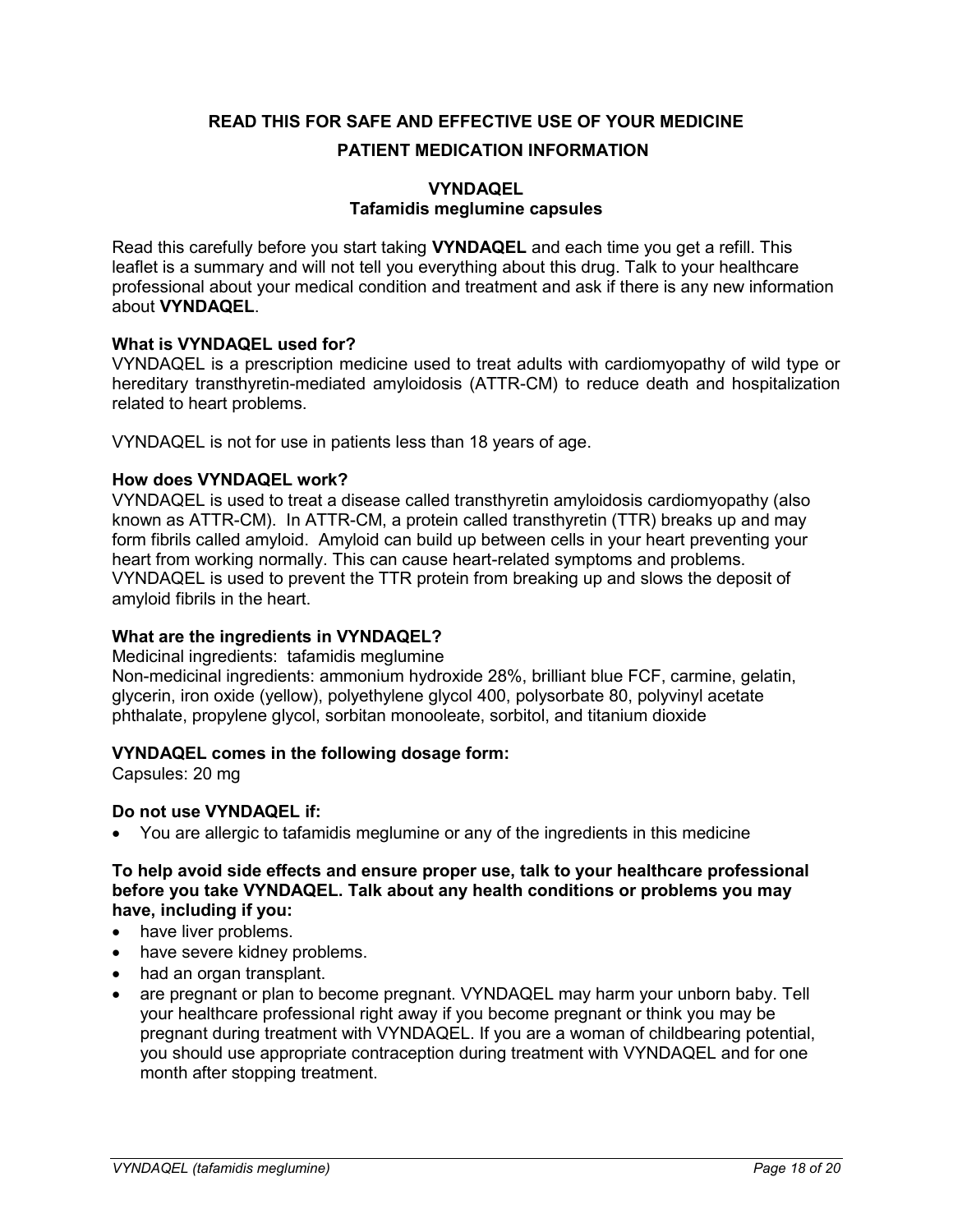## READ THIS FOR SAFE AND EFFECTIVE USE OF YOUR MEDICINE

## PATIENT MEDICATION INFORMATION

### VYNDAQEL
### Tafamidis meglumine capsules

Read this carefully before you start taking **VYNDAQEL** and each time you get a refill. This leaflet is a summary and will not tell you everything about this drug. Talk to your healthcare professional about your medical condition and treatment and ask if there is any new information about **VYNDAQEL**.

**What is VYNDAQEL used for?**

VYNDAQEL is a prescription medicine used to treat adults with cardiomyopathy of wild type or hereditary transthyretin-mediated amyloidosis (ATTR-CM) to reduce death and hospitalization related to heart problems.

VYNDAQEL is not for use in patients less than 18 years of age.

**How does VYNDAQEL work?**

VYNDAQEL is used to treat a disease called transthyretin amyloidosis cardiomyopathy (also known as ATTR-CM). In ATTR-CM, a protein called transthyretin (TTR) breaks up and may form fibrils called amyloid. Amyloid can build up between cells in your heart preventing your heart from working normally. This can cause heart-related symptoms and problems. VYNDAQEL is used to prevent the TTR protein from breaking up and slows the deposit of amyloid fibrils in the heart.

**What are the ingredients in VYNDAQEL?**

Medicinal ingredients: tafamidis meglumine

Non-medicinal ingredients: ammonium hydroxide 28%, brilliant blue FCF, carmine, gelatin, glycerin, iron oxide (yellow), polyethylene glycol 400, polysorbate 80, polyvinyl acetate phthalate, propylene glycol, sorbitan monooleate, sorbitol, and titanium dioxide

**VYNDAQEL comes in the following dosage form:**

Capsules: 20 mg

**Do not use VYNDAQEL if:**

- You are allergic to tafamidis meglumine or any of the ingredients in this medicine

**To help avoid side effects and ensure proper use, talk to your healthcare professional before you take VYNDAQEL. Talk about any health conditions or problems you may have, including if you:**

- have liver problems.
- have severe kidney problems.
- had an organ transplant.
- are pregnant or plan to become pregnant. VYNDAQEL may harm your unborn baby. Tell your healthcare professional right away if you become pregnant or think you may be pregnant during treatment with VYNDAQEL. If you are a woman of childbearing potential, you should use appropriate contraception during treatment with VYNDAQEL and for one month after stopping treatment.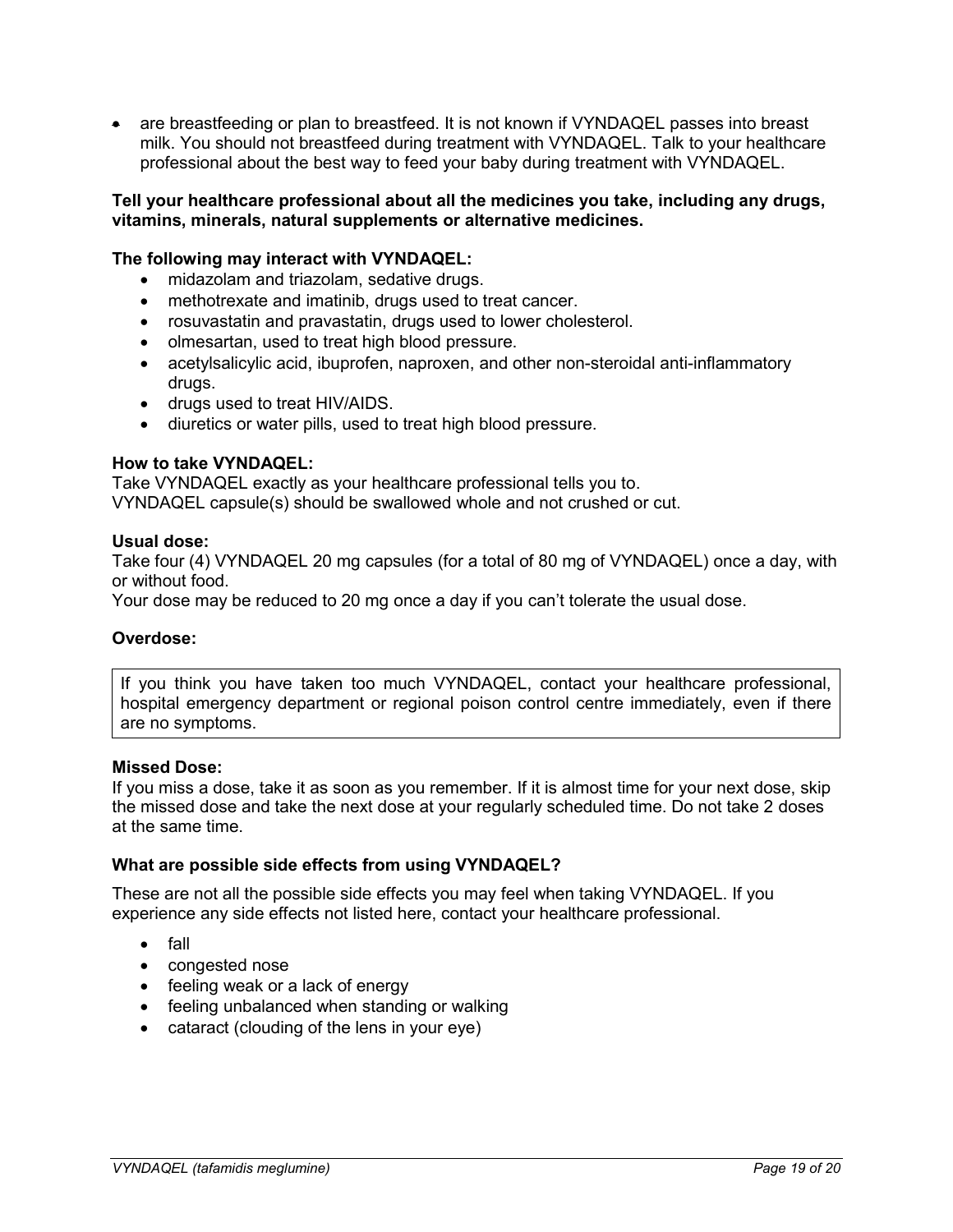- are breastfeeding or plan to breastfeed. It is not known if VYNDAQEL passes into breast milk. You should not breastfeed during treatment with VYNDAQEL. Talk to your healthcare professional about the best way to feed your baby during treatment with VYNDAQEL.

**Tell your healthcare professional about all the medicines you take, including any drugs, vitamins, minerals, natural supplements or alternative medicines.**

**The following may interact with VYNDAQEL:**

- midazolam and triazolam, sedative drugs.
- methotrexate and imatinib, drugs used to treat cancer.
- rosuvastatin and pravastatin, drugs used to lower cholesterol.
- olmesartan, used to treat high blood pressure.
- acetylsalicylic acid, ibuprofen, naproxen, and other non-steroidal anti-inflammatory drugs.
- drugs used to treat HIV/AIDS.
- diuretics or water pills, used to treat high blood pressure.

**How to take VYNDAQEL:**

Take VYNDAQEL exactly as your healthcare professional tells you to.
VYNDAQEL capsule(s) should be swallowed whole and not crushed or cut.

**Usual dose:**

Take four (4) VYNDAQEL 20 mg capsules (for a total of 80 mg of VYNDAQEL) once a day, with or without food.
Your dose may be reduced to 20 mg once a day if you can't tolerate the usual dose.

**Overdose:**

> If you think you have taken too much VYNDAQEL, contact your healthcare professional, hospital emergency department or regional poison control centre immediately, even if there are no symptoms.

**Missed Dose:**

If you miss a dose, take it as soon as you remember. If it is almost time for your next dose, skip the missed dose and take the next dose at your regularly scheduled time. Do not take 2 doses at the same time.

**What are possible side effects from using VYNDAQEL?**

These are not all the possible side effects you may feel when taking VYNDAQEL. If you experience any side effects not listed here, contact your healthcare professional.

- fall
- congested nose
- feeling weak or a lack of energy
- feeling unbalanced when standing or walking
- cataract (clouding of the lens in your eye)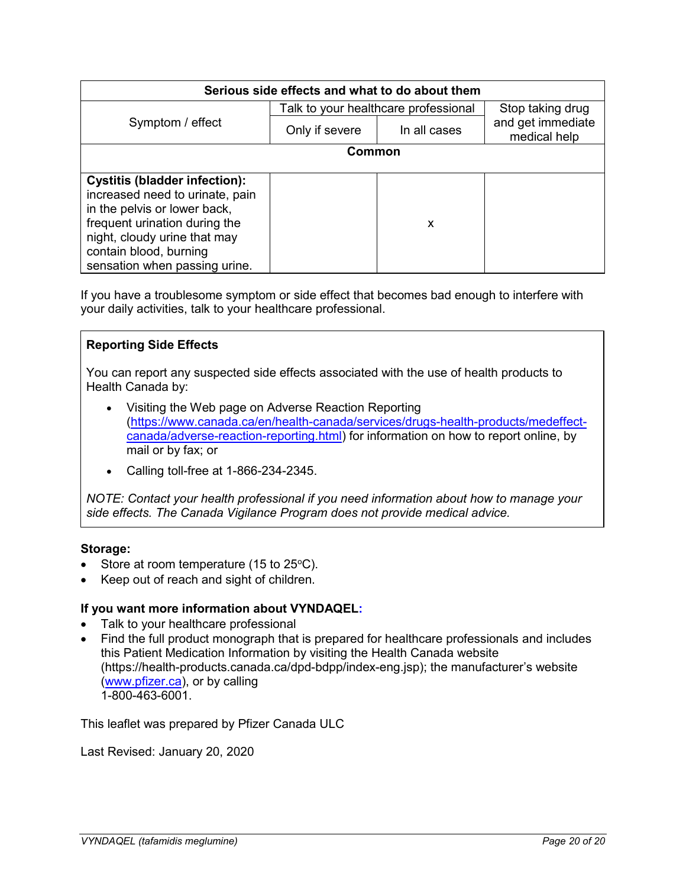| Serious side effects and what to do about them | | | |
|---|---|---|---|
| Symptom / effect | Talk to your healthcare professional | | Stop taking drug and get immediate medical help |
| | Only if severe | In all cases | |
| **Common** | | | |
| **Cystitis (bladder infection):** increased need to urinate, pain in the pelvis or lower back, frequent urination during the night, cloudy urine that may contain blood, burning sensation when passing urine. | | x | |

If you have a troublesome symptom or side effect that becomes bad enough to interfere with your daily activities, talk to your healthcare professional.

**Reporting Side Effects**

You can report any suspected side effects associated with the use of health products to Health Canada by:

- Visiting the Web page on Adverse Reaction Reporting (https://www.canada.ca/en/health-canada/services/drugs-health-products/medeffect-canada/adverse-reaction-reporting.html) for information on how to report online, by mail or by fax; or
- Calling toll-free at 1-866-234-2345.

*NOTE: Contact your health professional if you need information about how to manage your side effects. The Canada Vigilance Program does not provide medical advice.*

**Storage:**

- Store at room temperature (15 to 25°C).
- Keep out of reach and sight of children.

**If you want more information about VYNDAQEL:**

- Talk to your healthcare professional
- Find the full product monograph that is prepared for healthcare professionals and includes this Patient Medication Information by visiting the Health Canada website (https://health-products.canada.ca/dpd-bdpp/index-eng.jsp); the manufacturer's website (www.pfizer.ca), or by calling 1-800-463-6001.

This leaflet was prepared by Pfizer Canada ULC

Last Revised: January 20, 2020